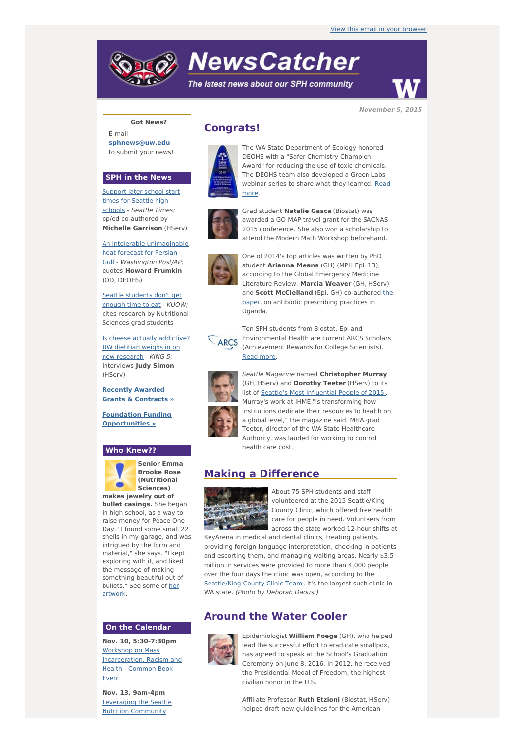View this email in your browser

# NewsCatcher

*The latest news about our SPH community*

**November 5, 2015**

**Got News?**

E-mail **sphnews@uw.edu** to submit your news!

## SPH in the News

Support later school start times for Seattle high schools - *Seattle Times;* op/ed co-authored by **Michelle Garrison** (HServ)

An intolerable unimaginable heat forecast for Persian Gulf - *Washington Post/AP;* quotes **Howard Frumkin** (OD, DEOHS)

Seattle students don't get enough time to eat - *KUOW;* cites research by Nutritional Sciences grad students

Is cheese actually addictive? UW dietitian weighs in on new research - *KING 5;* interviews **Judy Simon** (HServ)

**Recently Awarded Grants & Contracts »**

**Foundation Funding Opportunities »**

## Who Knew??

**Senior Emma Brooke Rose (Nutritional Sciences) makes jewelry out of bullet casings.** She began in high school, as a way to raise money for Peace One Day. "I found some small 22 shells in my garage, and was intrigued by the form and material," she says. "I kept exploring with it, and liked the message of making something beautiful out of bullets." See some of her artwork.

## On the Calendar

**Nov. 10, 5:30-7:30pm**
Workshop on Mass Incarceration, Racism and Health - Common Book Event

**Nov. 13, 9am-4pm**
Leveraging the Seattle Nutrition Community

## Congrats!

The WA State Department of Ecology honored DEOHS with a "Safer Chemistry Champion Award" for reducing the use of toxic chemicals. The DEOHS team also developed a Green Labs webinar series to share what they learned. Read more.

Grad student **Natalie Gasca** (Biostat) was awarded a GO-MAP travel grant for the SACNAS 2015 conference. She also won a scholarship to attend the Modern Math Workshop beforehand.

One of 2014's top articles was written by PhD student **Arianna Means** (GH) (MPH Epi '13), according to the Global Emergency Medicine Literature Review. **Marcia Weaver** (GH, HServ) and **Scott McClelland** (Epi, GH) co-authored the paper, on antibiotic prescribing practices in Uganda.

Ten SPH students from Biostat, Epi and Environmental Health are current ARCS Scholars (Achievement Rewards for College Scientists). Read more.

*Seattle Magazine* named **Christopher Murray** (GH, HServ) and **Dorothy Teeter** (HServ) to its list of Seattle's Most Influential People of 2015. Murray's work at IHME "is transforming how institutions dedicate their resources to health on a global level," the magazine said. MHA grad Teeter, director of the WA State Healthcare Authority, was lauded for working to control health care cost.

## Making a Difference

About 75 SPH students and staff volunteered at the 2015 Seattle/King County Clinic, which offered free health care for people in need. Volunteers from across the state worked 12-hour shifts at KeyArena in medical and dental clinics, treating patients, providing foreign-language interpretation, checking in patients and escorting them, and managing waiting areas. Nearly $3.5 million in services were provided to more than 4,000 people over the four days the clinic was open, according to the Seattle/King County Clinic Team. It's the largest such clinic in WA state. *(Photo by Deborah Daoust)*

## Around the Water Cooler

Epidemiologist **William Foege** (GH), who helped lead the successful effort to eradicate smallpox, has agreed to speak at the School's Graduation Ceremony on June 8, 2016. In 2012, he received the Presidential Medal of Freedom, the highest civilian honor in the U.S.

Affiliate Professor **Ruth Etzioni** (Biostat, HServ) helped draft new guidelines for the American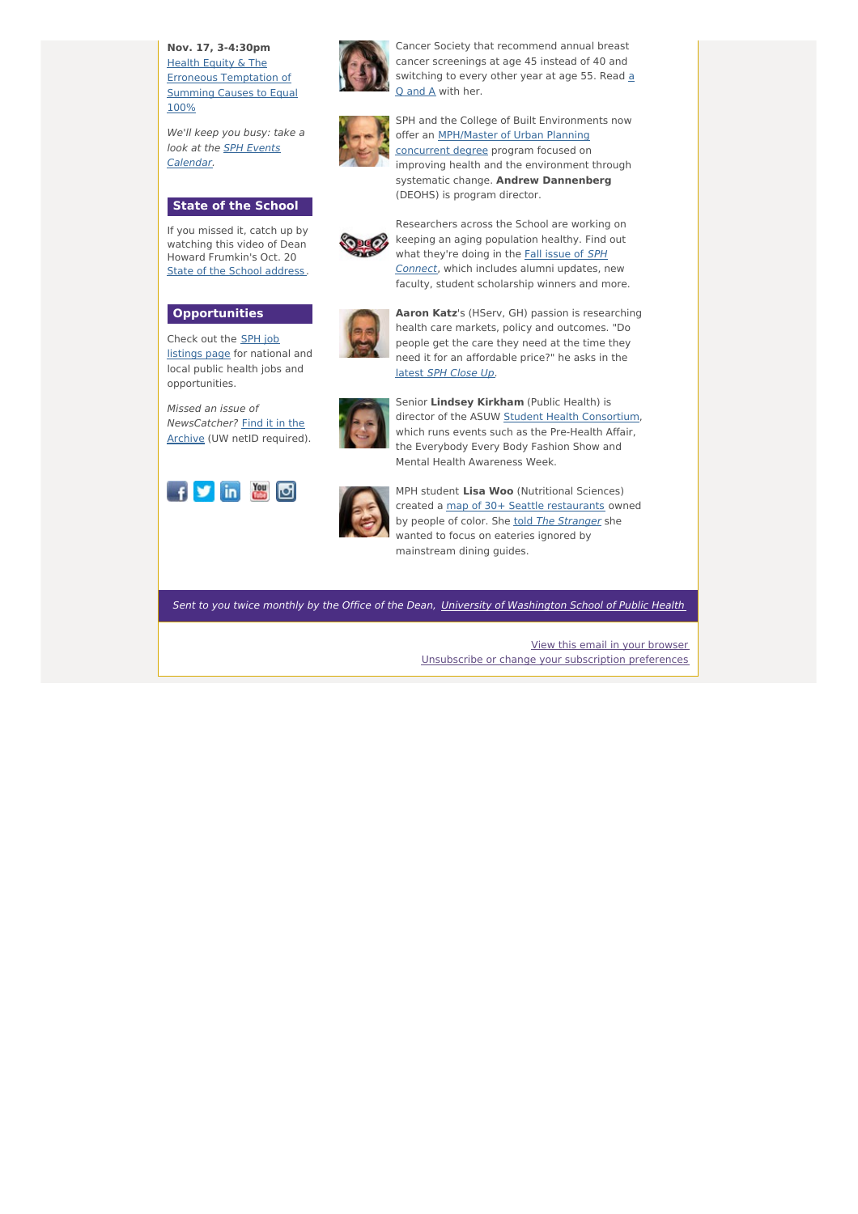**Nov. 17, 3-4:30pm**
Health Equity & The Erroneous Temptation of Summing Causes to Equal 100%

*We'll keep you busy: take a look at the SPH Events Calendar.*

## State of the School

If you missed it, catch up by watching this video of Dean Howard Frumkin's Oct. 20 State of the School address.

## Opportunities

Check out the SPH job listings page for national and local public health jobs and opportunities.

*Missed an issue of NewsCatcher?* Find it in the Archive (UW netID required).

Cancer Society that recommend annual breast cancer screenings at age 45 instead of 40 and switching to every other year at age 55. Read a Q and A with her.

SPH and the College of Built Environments now offer an MPH/Master of Urban Planning concurrent degree program focused on improving health and the environment through systematic change. **Andrew Dannenberg** (DEOHS) is program director.

Researchers across the School are working on keeping an aging population healthy. Find out what they're doing in the Fall issue of *SPH Connect*, which includes alumni updates, new faculty, student scholarship winners and more.

**Aaron Katz**'s (HServ, GH) passion is researching health care markets, policy and outcomes. "Do people get the care they need at the time they need it for an affordable price?" he asks in the latest *SPH Close Up*.

Senior **Lindsey Kirkham** (Public Health) is director of the ASUW Student Health Consortium, which runs events such as the Pre-Health Affair, the Everybody Every Body Fashion Show and Mental Health Awareness Week.

MPH student **Lisa Woo** (Nutritional Sciences) created a map of 30+ Seattle restaurants owned by people of color. She told *The Stranger* she wanted to focus on eateries ignored by mainstream dining guides.

*Sent to you twice monthly by the Office of the Dean, University of Washington School of Public Health*

View this email in your browser
Unsubscribe or change your subscription preferences